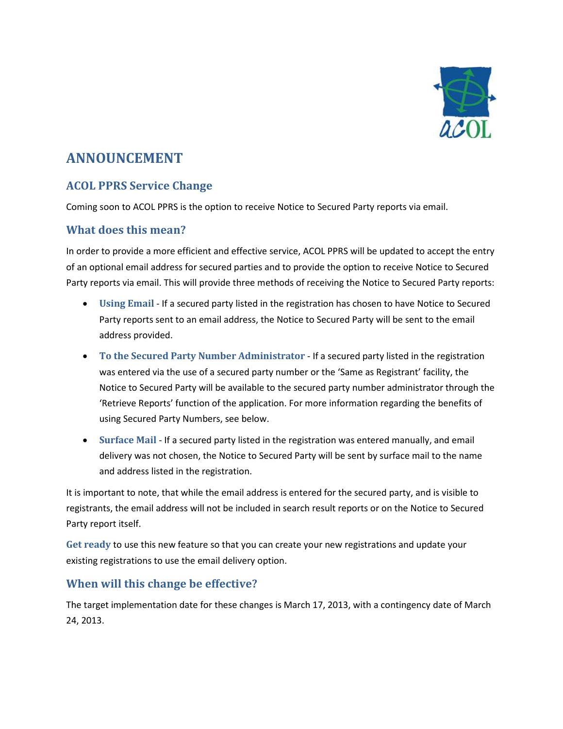# ANNOUNCEMENT

## ACOL PPRS Service Change

Coming soon to ACOL PPRS is the option to receive Notice to Secured Party reports via email.

## What does this mean?

In order to provide a more efficient and effective service, ACOL PPRS will be updated to accept the entry of an optional email address for secured parties and to provide the option to receive Notice to Secured Party reports via email. This will provide three methods of receiving the Notice to Secured Party reports:

- **Using Email** - If a secured party listed in the registration has chosen to have Notice to Secured Party reports sent to an email address, the Notice to Secured Party will be sent to the email address provided.
- **To the Secured Party Number Administrator** - If a secured party listed in the registration was entered via the use of a secured party number or the 'Same as Registrant' facility, the Notice to Secured Party will be available to the secured party number administrator through the 'Retrieve Reports' function of the application. For more information regarding the benefits of using Secured Party Numbers, see below.
- **Surface Mail** - If a secured party listed in the registration was entered manually, and email delivery was not chosen, the Notice to Secured Party will be sent by surface mail to the name and address listed in the registration.

It is important to note, that while the email address is entered for the secured party, and is visible to registrants, the email address will not be included in search result reports or on the Notice to Secured Party report itself.

**Get ready** to use this new feature so that you can create your new registrations and update your existing registrations to use the email delivery option.

## When will this change be effective?

The target implementation date for these changes is March 17, 2013, with a contingency date of March 24, 2013.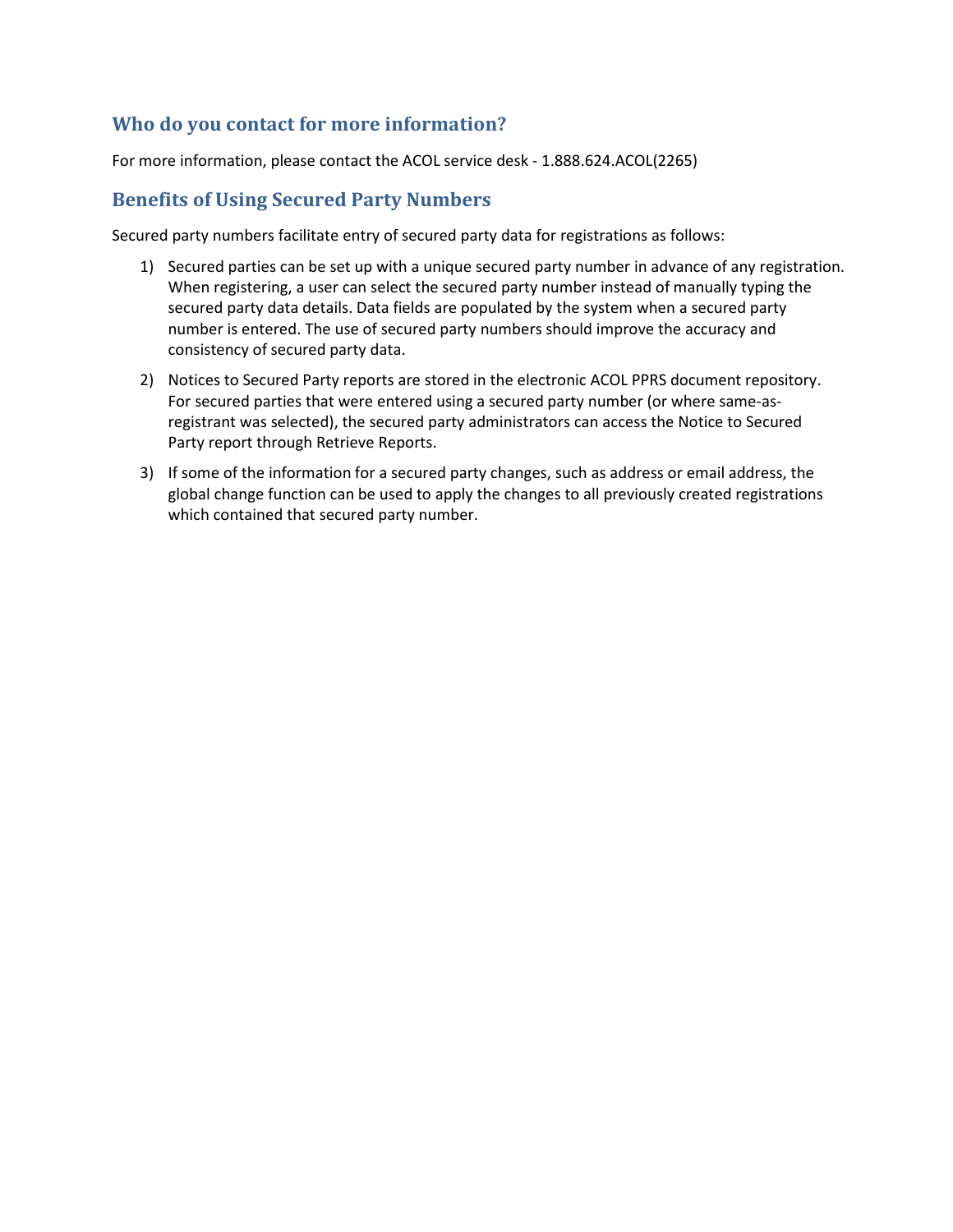## Who do you contact for more information?

For more information, please contact the ACOL service desk - 1.888.624.ACOL(2265)

## Benefits of Using Secured Party Numbers

Secured party numbers facilitate entry of secured party data for registrations as follows:

1) Secured parties can be set up with a unique secured party number in advance of any registration. When registering, a user can select the secured party number instead of manually typing the secured party data details. Data fields are populated by the system when a secured party number is entered. The use of secured party numbers should improve the accuracy and consistency of secured party data.

2) Notices to Secured Party reports are stored in the electronic ACOL PPRS document repository. For secured parties that were entered using a secured party number (or where same-as-registrant was selected), the secured party administrators can access the Notice to Secured Party report through Retrieve Reports.

3) If some of the information for a secured party changes, such as address or email address, the global change function can be used to apply the changes to all previously created registrations which contained that secured party number.